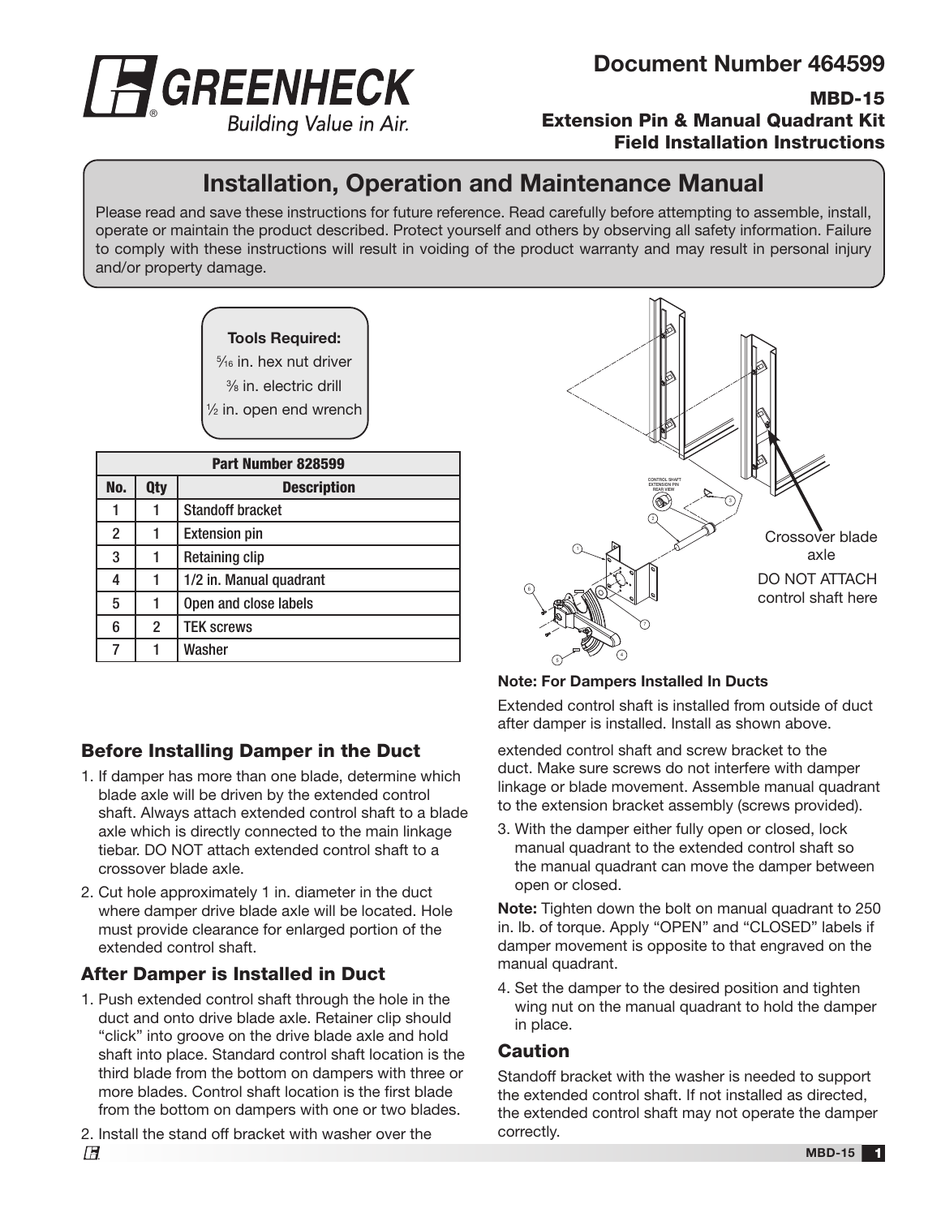# Document Number 464599

**MBD-15**
**Extension Pin & Manual Quadrant Kit**
**Field Installation Instructions**

## Installation, Operation and Maintenance Manual

Please read and save these instructions for future reference. Read carefully before attempting to assemble, install, operate or maintain the product described. Protect yourself and others by observing all safety information. Failure to comply with these instructions will result in voiding of the product warranty and may result in personal injury and/or property damage.

**Tools Required:**

5⁄16 in. hex nut driver
3⁄8 in. electric drill
1⁄2 in. open end wrench

| Part Number 828599 | | |
|---|---|---|
| **No.** | **Qty** | **Description** |
| 1 | 1 | Standoff bracket |
| 2 | 1 | Extension pin |
| 3 | 1 | Retaining clip |
| 4 | 1 | 1/2 in. Manual quadrant |
| 5 | 1 | Open and close labels |
| 6 | 2 | TEK screws |
| 7 | 1 | Washer |

Crossover blade axle
DO NOT ATTACH control shaft here

**Note: For Dampers Installed In Ducts**

Extended control shaft is installed from outside of duct after damper is installed. Install as shown above.

### Before Installing Damper in the Duct

1. If damper has more than one blade, determine which blade axle will be driven by the extended control shaft. Always attach extended control shaft to a blade axle which is directly connected to the main linkage tiebar. DO NOT attach extended control shaft to a crossover blade axle.
2. Cut hole approximately 1 in. diameter in the duct where damper drive blade axle will be located. Hole must provide clearance for enlarged portion of the extended control shaft.

### After Damper is Installed in Duct

1. Push extended control shaft through the hole in the duct and onto drive blade axle. Retainer clip should "click" into groove on the drive blade axle and hold shaft into place. Standard control shaft location is the third blade from the bottom on dampers with three or more blades. Control shaft location is the first blade from the bottom on dampers with one or two blades.
2. Install the stand off bracket with washer over the extended control shaft and screw bracket to the duct. Make sure screws do not interfere with damper linkage or blade movement. Assemble manual quadrant to the extension bracket assembly (screws provided).
3. With the damper either fully open or closed, lock manual quadrant to the extended control shaft so the manual quadrant can move the damper between open or closed.

**Note:** Tighten down the bolt on manual quadrant to 250 in. lb. of torque. Apply "OPEN" and "CLOSED" labels if damper movement is opposite to that engraved on the manual quadrant.

4. Set the damper to the desired position and tighten wing nut on the manual quadrant to hold the damper in place.

### Caution

Standoff bracket with the washer is needed to support the extended control shaft. If not installed as directed, the extended control shaft may not operate the damper correctly.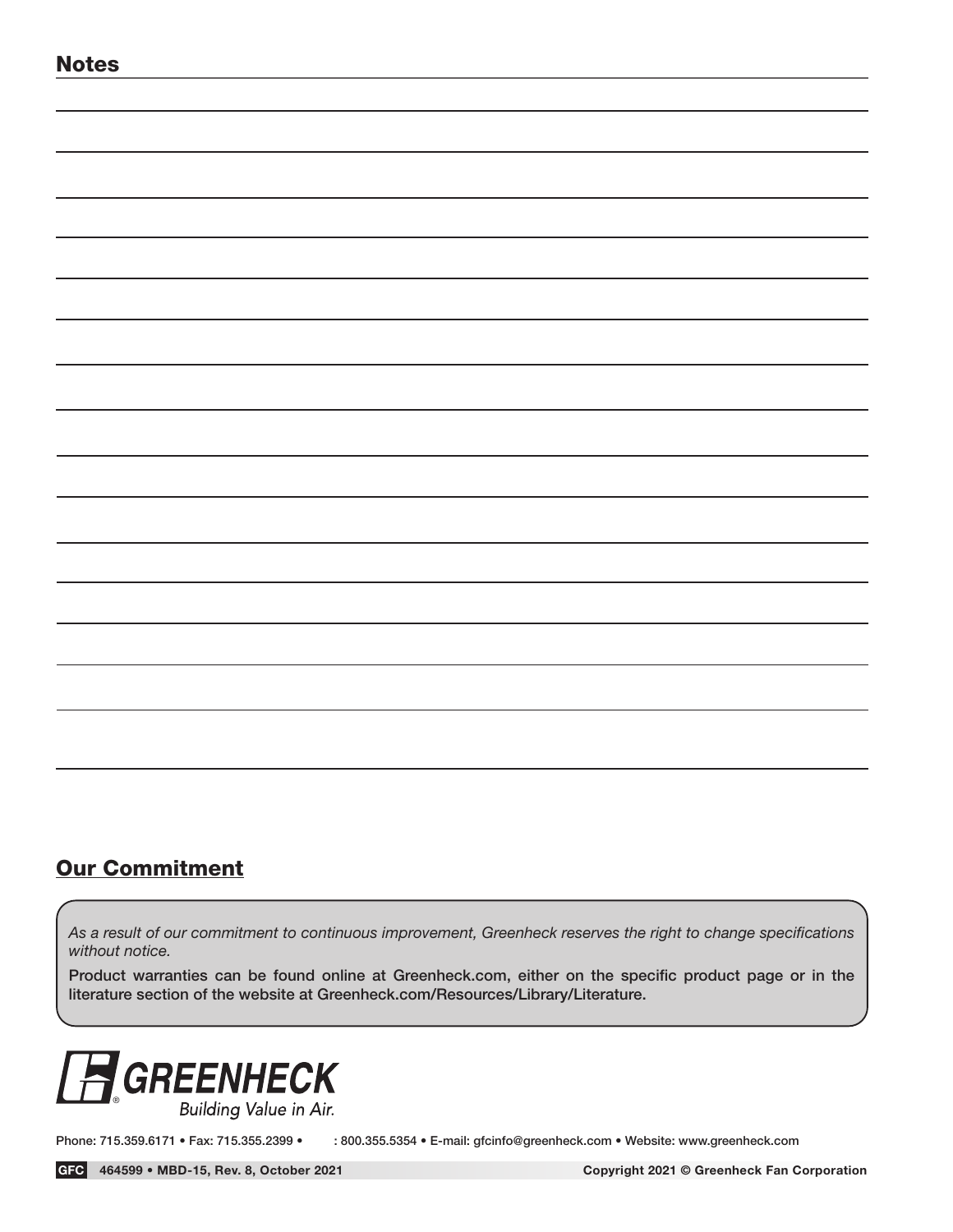## Notes

## Our Commitment

*As a result of our commitment to continuous improvement, Greenheck reserves the right to change specifications without notice.*

**Product warranties can be found online at Greenheck.com, either on the specific product page or in the literature section of the website at Greenheck.com/Resources/Library/Literature.**

GREENHECK
Building Value in Air.

Phone: 715.359.6171 • Fax: 715.355.2399 • : 800.355.5354 • E-mail: gfcinfo@greenheck.com • Website: www.greenheck.com

GFC 464599 • MBD-15, Rev. 8, October 2021 Copyright 2021 © Greenheck Fan Corporation